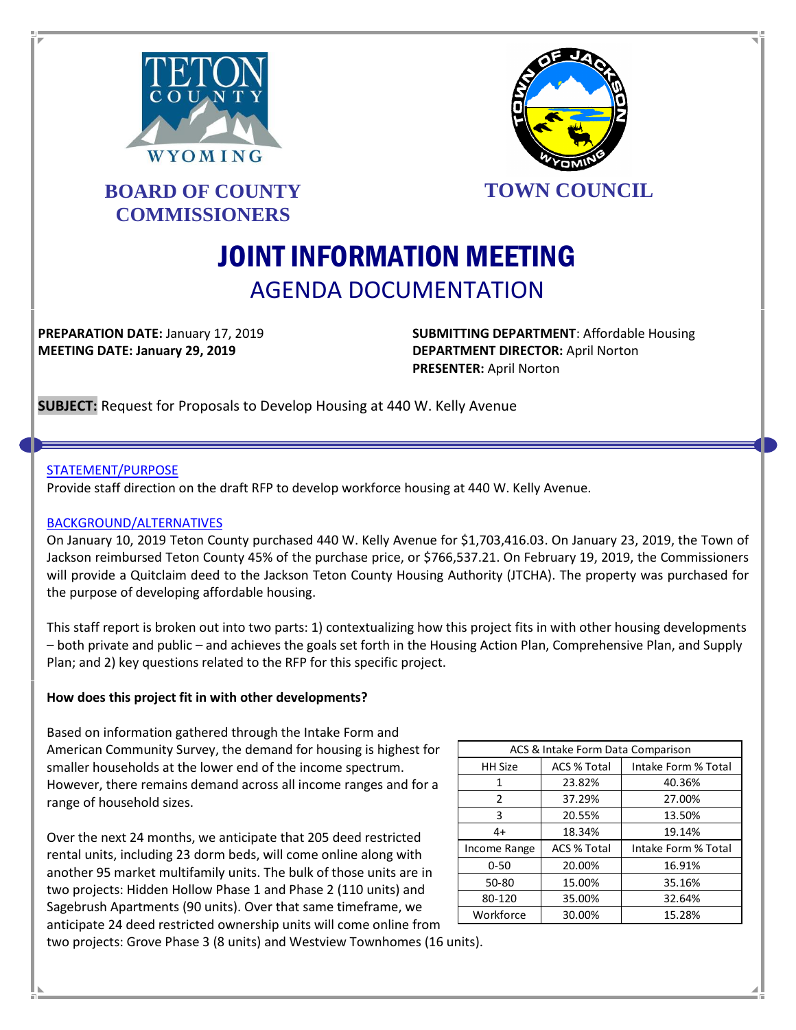**BOARD OF COUNTY COMMISSIONERS**

**TOWN COUNCIL**

# JOINT INFORMATION MEETING

## AGENDA DOCUMENTATION

**PREPARATION DATE:** January 17, 2019
**MEETING DATE: January 29, 2019**

**SUBMITTING DEPARTMENT**: Affordable Housing
**DEPARTMENT DIRECTOR:** April Norton
**PRESENTER:** April Norton

**SUBJECT:** Request for Proposals to Develop Housing at 440 W. Kelly Avenue

STATEMENT/PURPOSE

Provide staff direction on the draft RFP to develop workforce housing at 440 W. Kelly Avenue.

BACKGROUND/ALTERNATIVES

On January 10, 2019 Teton County purchased 440 W. Kelly Avenue for $1,703,416.03. On January 23, 2019, the Town of Jackson reimbursed Teton County 45% of the purchase price, or $766,537.21. On February 19, 2019, the Commissioners will provide a Quitclaim deed to the Jackson Teton County Housing Authority (JTCHA). The property was purchased for the purpose of developing affordable housing.

This staff report is broken out into two parts: 1) contextualizing how this project fits in with other housing developments – both private and public – and achieves the goals set forth in the Housing Action Plan, Comprehensive Plan, and Supply Plan; and 2) key questions related to the RFP for this specific project.

**How does this project fit in with other developments?**

Based on information gathered through the Intake Form and American Community Survey, the demand for housing is highest for smaller households at the lower end of the income spectrum. However, there remains demand across all income ranges and for a range of household sizes.

| ACS & Intake Form Data Comparison | | |
|---|---|---|
| HH Size | ACS % Total | Intake Form % Total |
| 1 | 23.82% | 40.36% |
| 2 | 37.29% | 27.00% |
| 3 | 20.55% | 13.50% |
| 4+ | 18.34% | 19.14% |
| Income Range | ACS % Total | Intake Form % Total |
| 0-50 | 20.00% | 16.91% |
| 50-80 | 15.00% | 35.16% |
| 80-120 | 35.00% | 32.64% |
| Workforce | 30.00% | 15.28% |

Over the next 24 months, we anticipate that 205 deed restricted rental units, including 23 dorm beds, will come online along with another 95 market multifamily units. The bulk of those units are in two projects: Hidden Hollow Phase 1 and Phase 2 (110 units) and Sagebrush Apartments (90 units). Over that same timeframe, we anticipate 24 deed restricted ownership units will come online from two projects: Grove Phase 3 (8 units) and Westview Townhomes (16 units).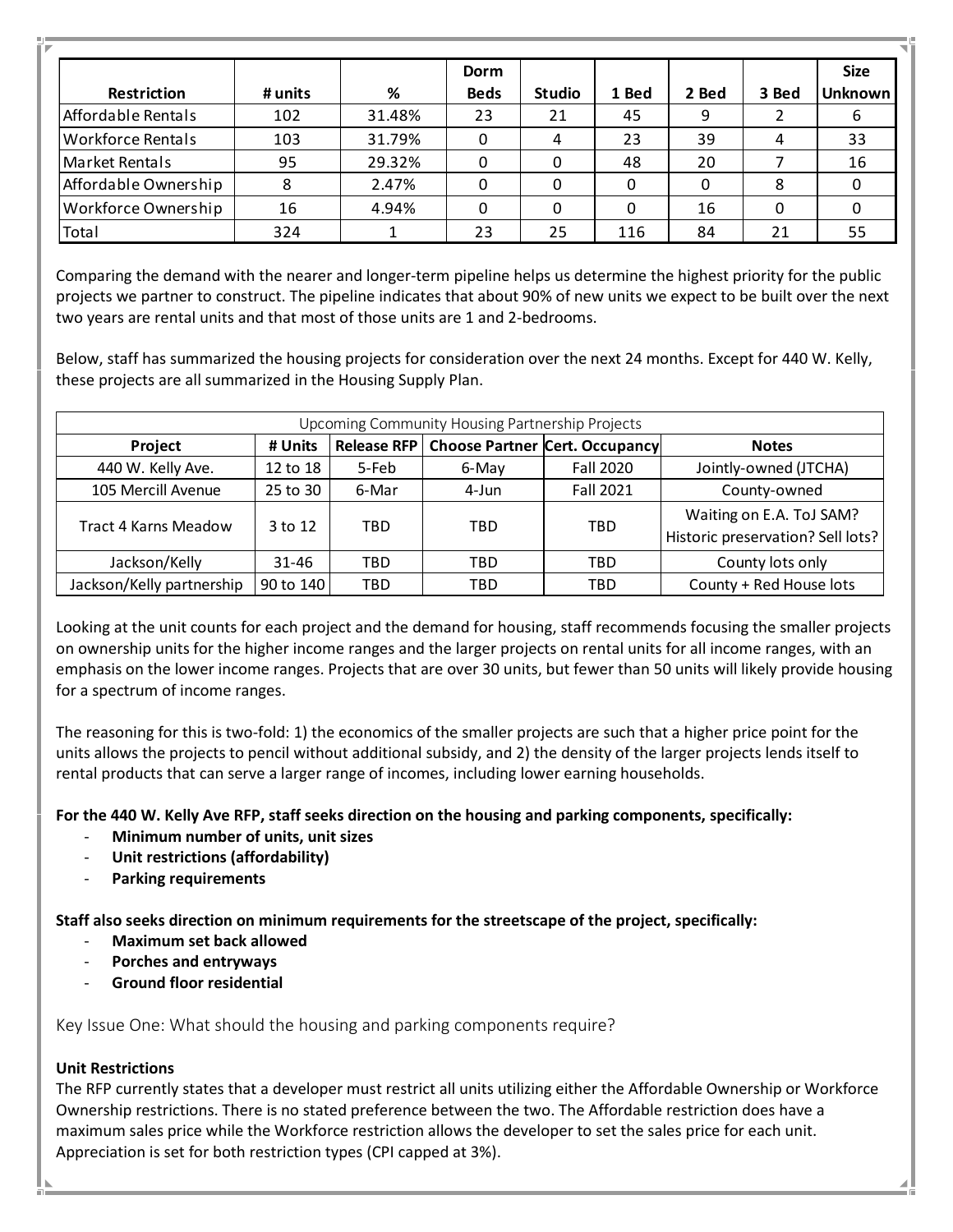| Restriction | # units | % | Dorm Beds | Studio | 1 Bed | 2 Bed | 3 Bed | Size Unknown |
|---|---|---|---|---|---|---|---|---|
| Affordable Rentals | 102 | 31.48% | 23 | 21 | 45 | 9 | 2 | 6 |
| Workforce Rentals | 103 | 31.79% | 0 | 4 | 23 | 39 | 4 | 33 |
| Market Rentals | 95 | 29.32% | 0 | 0 | 48 | 20 | 7 | 16 |
| Affordable Ownership | 8 | 2.47% | 0 | 0 | 0 | 0 | 8 | 0 |
| Workforce Ownership | 16 | 4.94% | 0 | 0 | 0 | 16 | 0 | 0 |
| Total | 324 | 1 | 23 | 25 | 116 | 84 | 21 | 55 |

Comparing the demand with the nearer and longer-term pipeline helps us determine the highest priority for the public projects we partner to construct. The pipeline indicates that about 90% of new units we expect to be built over the next two years are rental units and that most of those units are 1 and 2-bedrooms.

Below, staff has summarized the housing projects for consideration over the next 24 months. Except for 440 W. Kelly, these projects are all summarized in the Housing Supply Plan.

| Upcoming Community Housing Partnership Projects | | | | | |
|---|---|---|---|---|---|
| **Project** | **# Units** | **Release RFP** | **Choose Partner** | **Cert. Occupancy** | **Notes** |
| 440 W. Kelly Ave. | 12 to 18 | 5-Feb | 6-May | Fall 2020 | Jointly-owned (JTCHA) |
| 105 Mercill Avenue | 25 to 30 | 6-Mar | 4-Jun | Fall 2021 | County-owned |
| Tract 4 Karns Meadow | 3 to 12 | TBD | TBD | TBD | Waiting on E.A. ToJ SAM? Historic preservation? Sell lots? |
| Jackson/Kelly | 31-46 | TBD | TBD | TBD | County lots only |
| Jackson/Kelly partnership | 90 to 140 | TBD | TBD | TBD | County + Red House lots |

Looking at the unit counts for each project and the demand for housing, staff recommends focusing the smaller projects on ownership units for the higher income ranges and the larger projects on rental units for all income ranges, with an emphasis on the lower income ranges. Projects that are over 30 units, but fewer than 50 units will likely provide housing for a spectrum of income ranges.

The reasoning for this is two-fold: 1) the economics of the smaller projects are such that a higher price point for the units allows the projects to pencil without additional subsidy, and 2) the density of the larger projects lends itself to rental products that can serve a larger range of incomes, including lower earning households.

**For the 440 W. Kelly Ave RFP, staff seeks direction on the housing and parking components, specifically:**

- **Minimum number of units, unit sizes**
- **Unit restrictions (affordability)**
- **Parking requirements**

**Staff also seeks direction on minimum requirements for the streetscape of the project, specifically:**

- **Maximum set back allowed**
- **Porches and entryways**
- **Ground floor residential**

## Key Issue One: What should the housing and parking components require?

**Unit Restrictions**

The RFP currently states that a developer must restrict all units utilizing either the Affordable Ownership or Workforce Ownership restrictions. There is no stated preference between the two. The Affordable restriction does have a maximum sales price while the Workforce restriction allows the developer to set the sales price for each unit. Appreciation is set for both restriction types (CPI capped at 3%).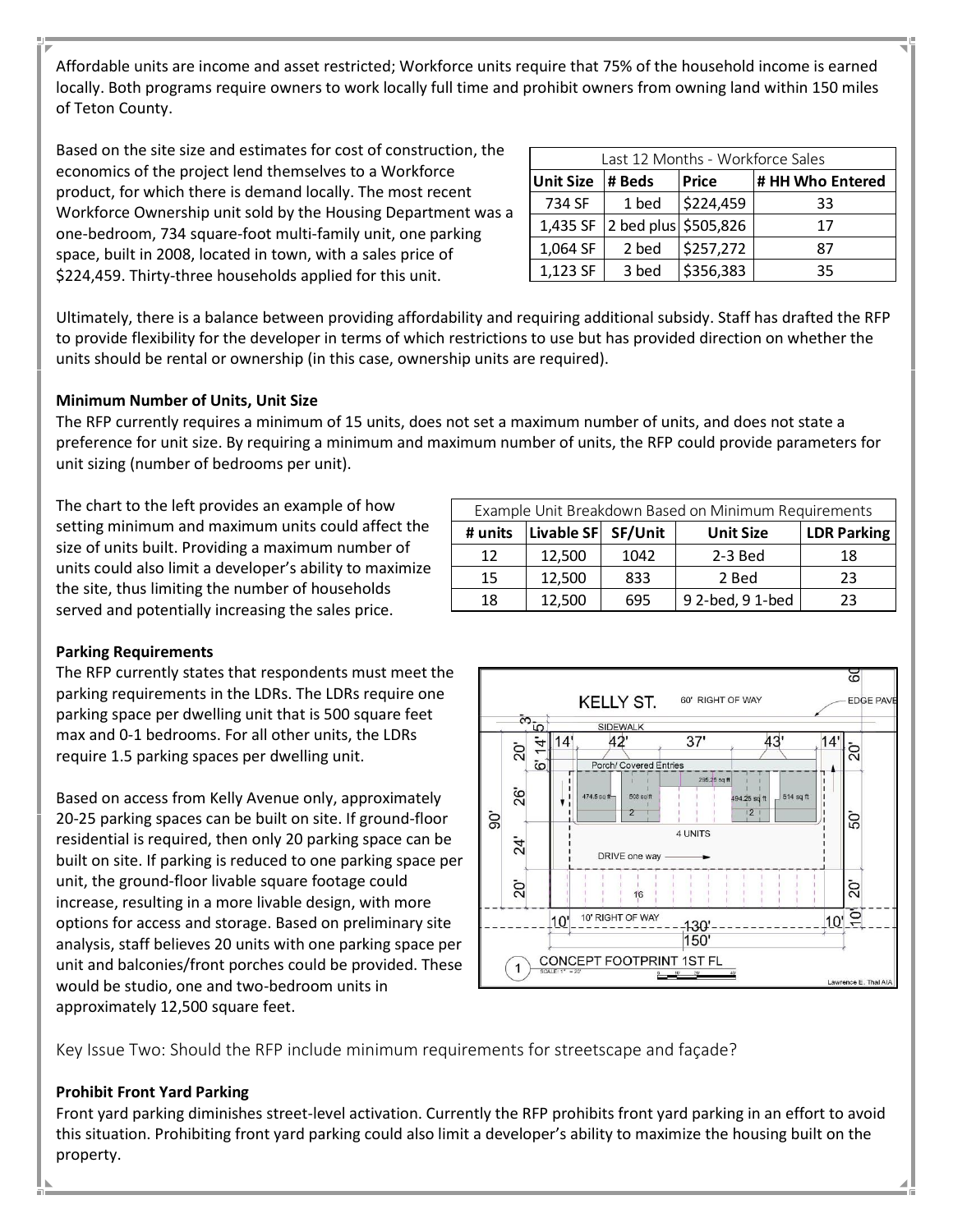Affordable units are income and asset restricted; Workforce units require that 75% of the household income is earned locally. Both programs require owners to work locally full time and prohibit owners from owning land within 150 miles of Teton County.

Based on the site size and estimates for cost of construction, the economics of the project lend themselves to a Workforce product, for which there is demand locally. The most recent Workforce Ownership unit sold by the Housing Department was a one-bedroom, 734 square-foot multi-family unit, one parking space, built in 2008, located in town, with a sales price of $224,459. Thirty-three households applied for this unit.

| Last 12 Months - Workforce Sales | | | |
|---|---|---|---|
| **Unit Size** | **# Beds** | **Price** | **# HH Who Entered** |
| 734 SF | 1 bed | $224,459 | 33 |
| 1,435 SF | 2 bed plus | $505,826 | 17 |
| 1,064 SF | 2 bed | $257,272 | 87 |
| 1,123 SF | 3 bed | $356,383 | 35 |

Ultimately, there is a balance between providing affordability and requiring additional subsidy. Staff has drafted the RFP to provide flexibility for the developer in terms of which restrictions to use but has provided direction on whether the units should be rental or ownership (in this case, ownership units are required).

**Minimum Number of Units, Unit Size**

The RFP currently requires a minimum of 15 units, does not set a maximum number of units, and does not state a preference for unit size. By requiring a minimum and maximum number of units, the RFP could provide parameters for unit sizing (number of bedrooms per unit).

The chart to the left provides an example of how setting minimum and maximum units could affect the size of units built. Providing a maximum number of units could also limit a developer's ability to maximize the site, thus limiting the number of households served and potentially increasing the sales price.

| Example Unit Breakdown Based on Minimum Requirements | | | | |
|---|---|---|---|---|
| **# units** | **Livable SF** | **SF/Unit** | **Unit Size** | **LDR Parking** |
| 12 | 12,500 | 1042 | 2-3 Bed | 18 |
| 15 | 12,500 | 833 | 2 Bed | 23 |
| 18 | 12,500 | 695 | 9 2-bed, 9 1-bed | 23 |

**Parking Requirements**

The RFP currently states that respondents must meet the parking requirements in the LDRs. The LDRs require one parking space per dwelling unit that is 500 square feet max and 0-1 bedrooms. For all other units, the LDRs require 1.5 parking spaces per dwelling unit.

Based on access from Kelly Avenue only, approximately 20-25 parking spaces can be built on site. If ground-floor residential is required, then only 20 parking space can be built on site. If parking is reduced to one parking space per unit, the ground-floor livable square footage could increase, resulting in a more livable design, with more options for access and storage. Based on preliminary site analysis, staff believes 20 units with one parking space per unit and balconies/front porches could be provided. These would be studio, one and two-bedroom units in approximately 12,500 square feet.

## Key Issue Two: Should the RFP include minimum requirements for streetscape and façade?

**Prohibit Front Yard Parking**

Front yard parking diminishes street-level activation. Currently the RFP prohibits front yard parking in an effort to avoid this situation. Prohibiting front yard parking could also limit a developer's ability to maximize the housing built on the property.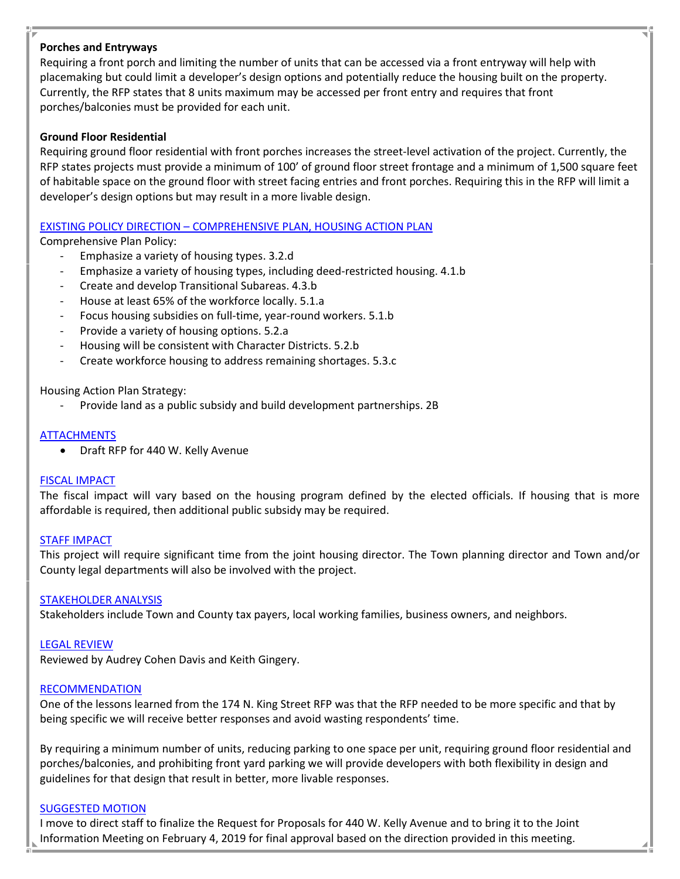**Porches and Entryways**

Requiring a front porch and limiting the number of units that can be accessed via a front entryway will help with placemaking but could limit a developer's design options and potentially reduce the housing built on the property. Currently, the RFP states that 8 units maximum may be accessed per front entry and requires that front porches/balconies must be provided for each unit.

**Ground Floor Residential**

Requiring ground floor residential with front porches increases the street-level activation of the project. Currently, the RFP states projects must provide a minimum of 100' of ground floor street frontage and a minimum of 1,500 square feet of habitable space on the ground floor with street facing entries and front porches. Requiring this in the RFP will limit a developer's design options but may result in a more livable design.

## EXISTING POLICY DIRECTION – COMPREHENSIVE PLAN, HOUSING ACTION PLAN

Comprehensive Plan Policy:

- Emphasize a variety of housing types. 3.2.d
- Emphasize a variety of housing types, including deed-restricted housing. 4.1.b
- Create and develop Transitional Subareas. 4.3.b
- House at least 65% of the workforce locally. 5.1.a
- Focus housing subsidies on full-time, year-round workers. 5.1.b
- Provide a variety of housing options. 5.2.a
- Housing will be consistent with Character Districts. 5.2.b
- Create workforce housing to address remaining shortages. 5.3.c

Housing Action Plan Strategy:

- Provide land as a public subsidy and build development partnerships. 2B

## ATTACHMENTS

- Draft RFP for 440 W. Kelly Avenue

## FISCAL IMPACT

The fiscal impact will vary based on the housing program defined by the elected officials. If housing that is more affordable is required, then additional public subsidy may be required.

## STAFF IMPACT

This project will require significant time from the joint housing director. The Town planning director and Town and/or County legal departments will also be involved with the project.

## STAKEHOLDER ANALYSIS

Stakeholders include Town and County tax payers, local working families, business owners, and neighbors.

## LEGAL REVIEW

Reviewed by Audrey Cohen Davis and Keith Gingery.

## RECOMMENDATION

One of the lessons learned from the 174 N. King Street RFP was that the RFP needed to be more specific and that by being specific we will receive better responses and avoid wasting respondents' time.

By requiring a minimum number of units, reducing parking to one space per unit, requiring ground floor residential and porches/balconies, and prohibiting front yard parking we will provide developers with both flexibility in design and guidelines for that design that result in better, more livable responses.

## SUGGESTED MOTION

I move to direct staff to finalize the Request for Proposals for 440 W. Kelly Avenue and to bring it to the Joint Information Meeting on February 4, 2019 for final approval based on the direction provided in this meeting.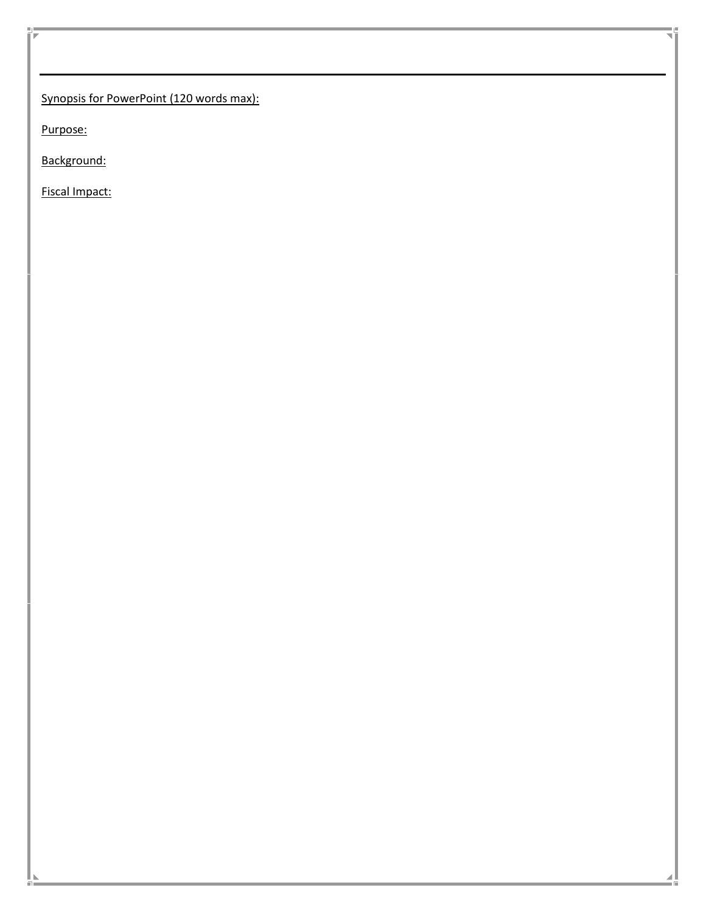Synopsis for PowerPoint (120 words max):

Purpose:

Background:

Fiscal Impact: